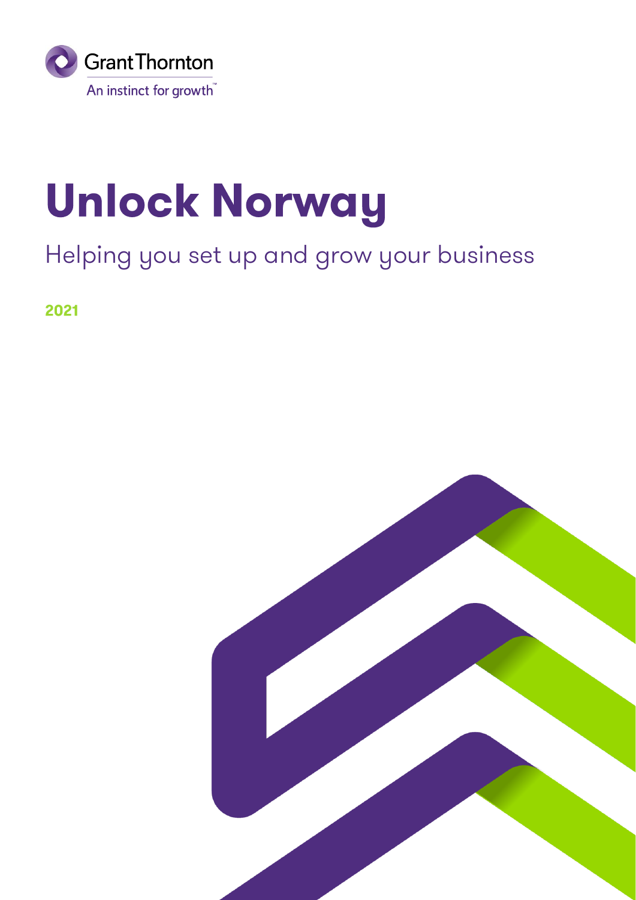Grant Thornton

An instinct for growth™

# Unlock Norway

## Helping you set up and grow your business

**2021**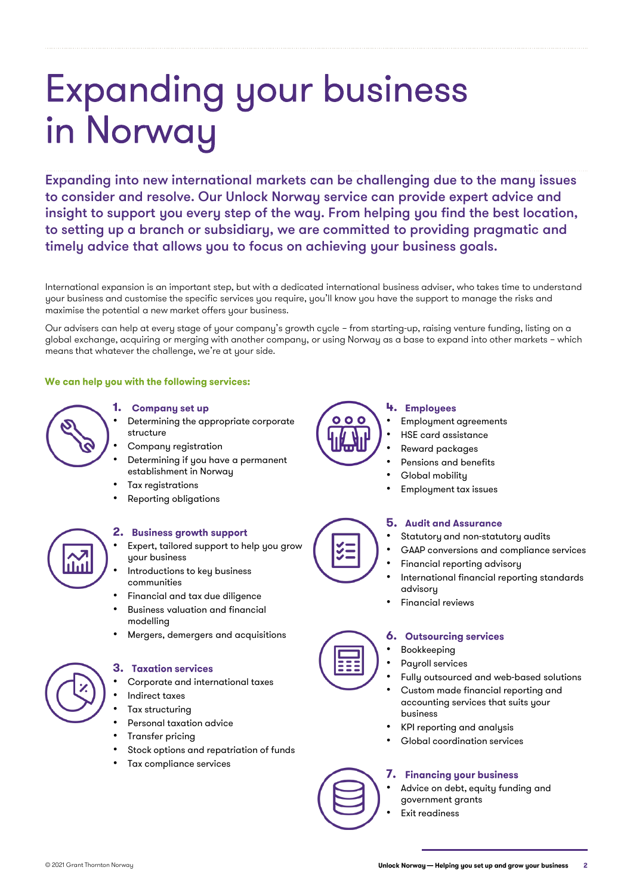# Expanding your business in Norway

**Expanding into new international markets can be challenging due to the many issues to consider and resolve. Our Unlock Norway service can provide expert advice and insight to support you every step of the way. From helping you find the best location, to setting up a branch or subsidiary, we are committed to providing pragmatic and timely advice that allows you to focus on achieving your business goals.**

International expansion is an important step, but with a dedicated international business adviser, who takes time to understand your business and customise the specific services you require, you'll know you have the support to manage the risks and maximise the potential a new market offers your business.

Our advisers can help at every stage of your company's growth cycle – from starting-up, raising venture funding, listing on a global exchange, acquiring or merging with another company, or using Norway as a base to expand into other markets – which means that whatever the challenge, we're at your side.

**We can help you with the following services:**

### 1. Company set up

- Determining the appropriate corporate structure
- Company registration
- Determining if you have a permanent establishment in Norway
- Tax registrations
- Reporting obligations

### 2. Business growth support

- Expert, tailored support to help you grow your business
- Introductions to key business communities
- Financial and tax due diligence
- Business valuation and financial modelling
- Mergers, demergers and acquisitions

### 3. Taxation services

- Corporate and international taxes
- Indirect taxes
- Tax structuring
- Personal taxation advice
- Transfer pricing
- Stock options and repatriation of funds
- Tax compliance services

### 4. Employees

- Employment agreements
- HSE card assistance
- Reward packages
- Pensions and benefits
- Global mobility
- Employment tax issues

### 5. Audit and Assurance

- Statutory and non-statutory audits
- GAAP conversions and compliance services
- Financial reporting advisory
- International financial reporting standards advisory
- Financial reviews

### 6. Outsourcing services

- Bookkeeping
- Payroll services
- Fully outsourced and web-based solutions
- Custom made financial reporting and accounting services that suits your business
- KPI reporting and analysis
- Global coordination services

### 7. Financing your business

- Advice on debt, equity funding and government grants
- Exit readiness

© 2021 Grant Thornton Norway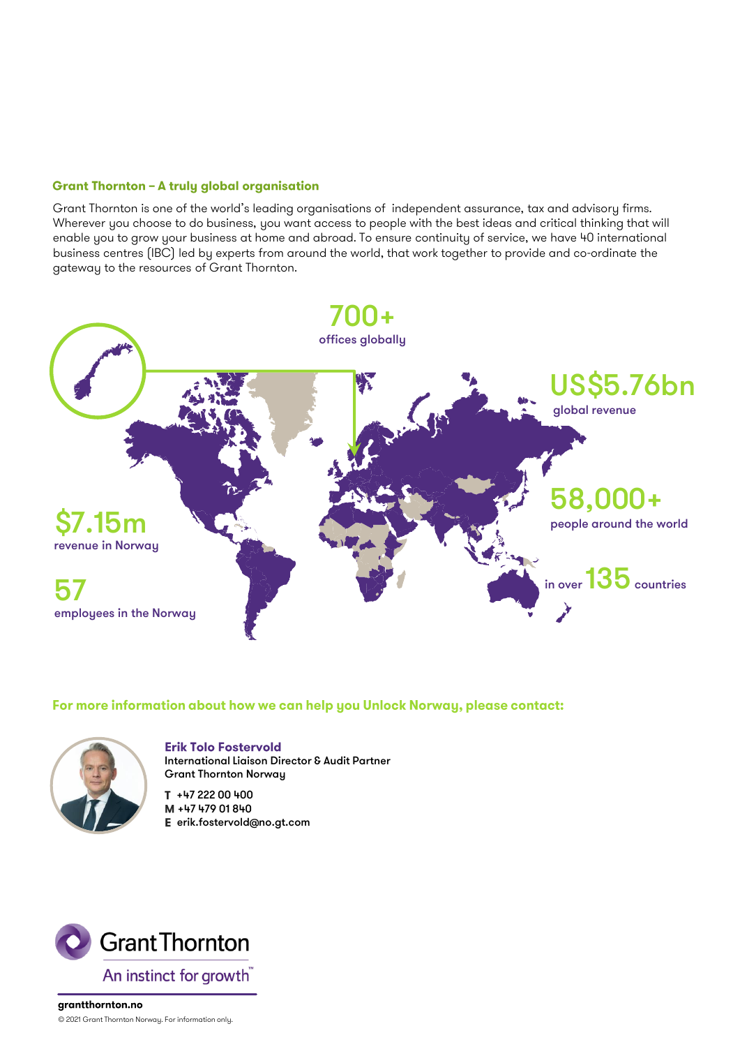## Grant Thornton – A truly global organisation

Grant Thornton is one of the world's leading organisations of independent assurance, tax and advisory firms. Wherever you choose to do business, you want access to people with the best ideas and critical thinking that will enable you to grow your business at home and abroad. To ensure continuity of service, we have 40 international business centres (IBC) led by experts from around the world, that work together to provide and co-ordinate the gateway to the resources of Grant Thornton.

700+
offices globally

US$5.76bn
global revenue

$7.15m
revenue in Norway

58,000+
people around the world

57
employees in the Norway

in over 135 countries

**For more information about how we can help you Unlock Norway, please contact:**

**Erik Tolo Fostervold**
International Liaison Director & Audit Partner
Grant Thornton Norway

**T** +47 222 00 400
**M** +47 479 01 840
**E** erik.fostervold@no.gt.com

Grant Thornton
An instinct for growth™

**grantthornton.no**

© 2021 Grant Thornton Norway. For information only.